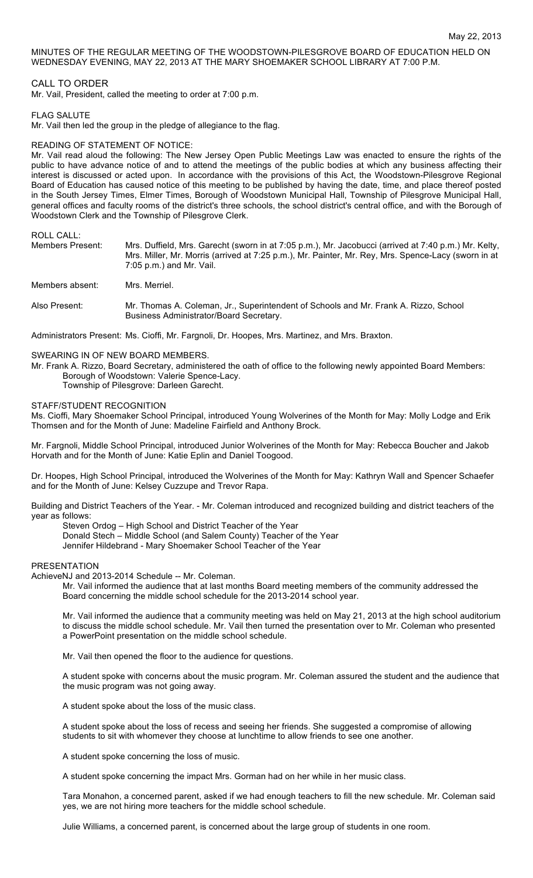May 22, 2013

MINUTES OF THE REGULAR MEETING OF THE WOODSTOWN-PILESGROVE BOARD OF EDUCATION HELD ON WEDNESDAY EVENING, MAY 22, 2013 AT THE MARY SHOEMAKER SCHOOL LIBRARY AT 7:00 P.M.

CALL TO ORDER

Mr. Vail, President, called the meeting to order at 7:00 p.m.

FLAG SALUTE

Mr. Vail then led the group in the pledge of allegiance to the flag.

READING OF STATEMENT OF NOTICE:

Mr. Vail read aloud the following: The New Jersey Open Public Meetings Law was enacted to ensure the rights of the public to have advance notice of and to attend the meetings of the public bodies at which any business affecting their interest is discussed or acted upon. In accordance with the provisions of this Act, the Woodstown-Pilesgrove Regional Board of Education has caused notice of this meeting to be published by having the date, time, and place thereof posted in the South Jersey Times, Elmer Times, Borough of Woodstown Municipal Hall, Township of Pilesgrove Municipal Hall, general offices and faculty rooms of the district's three schools, the school district's central office, and with the Borough of Woodstown Clerk and the Township of Pilesgrove Clerk.

ROLL CALL:

Members Present: Mrs. Duffield, Mrs. Garecht (sworn in at 7:05 p.m.), Mr. Jacobucci (arrived at 7:40 p.m.) Mr. Kelty, Mrs. Miller, Mr. Morris (arrived at 7:25 p.m.), Mr. Painter, Mr. Rey, Mrs. Spence-Lacy (sworn in at 7:05 p.m.) and Mr. Vail.

Members absent: Mrs. Merriel.

Also Present: Mr. Thomas A. Coleman, Jr., Superintendent of Schools and Mr. Frank A. Rizzo, School Business Administrator/Board Secretary.

Administrators Present: Ms. Cioffi, Mr. Fargnoli, Dr. Hoopes, Mrs. Martinez, and Mrs. Braxton.

SWEARING IN OF NEW BOARD MEMBERS.

Mr. Frank A. Rizzo, Board Secretary, administered the oath of office to the following newly appointed Board Members:

- Borough of Woodstown: Valerie Spence-Lacy.
- Township of Pilesgrove: Darleen Garecht.

STAFF/STUDENT RECOGNITION

Ms. Cioffi, Mary Shoemaker School Principal, introduced Young Wolverines of the Month for May: Molly Lodge and Erik Thomsen and for the Month of June: Madeline Fairfield and Anthony Brock.

Mr. Fargnoli, Middle School Principal, introduced Junior Wolverines of the Month for May: Rebecca Boucher and Jakob Horvath and for the Month of June: Katie Eplin and Daniel Toogood.

Dr. Hoopes, High School Principal, introduced the Wolverines of the Month for May: Kathryn Wall and Spencer Schaefer and for the Month of June: Kelsey Cuzzupe and Trevor Rapa.

Building and District Teachers of the Year. - Mr. Coleman introduced and recognized building and district teachers of the year as follows:

- Steven Ordog – High School and District Teacher of the Year
- Donald Stech – Middle School (and Salem County) Teacher of the Year
- Jennifer Hildebrand - Mary Shoemaker School Teacher of the Year

PRESENTATION

AchieveNJ and 2013-2014 Schedule -- Mr. Coleman.

Mr. Vail informed the audience that at last months Board meeting members of the community addressed the Board concerning the middle school schedule for the 2013-2014 school year.

Mr. Vail informed the audience that a community meeting was held on May 21, 2013 at the high school auditorium to discuss the middle school schedule. Mr. Vail then turned the presentation over to Mr. Coleman who presented a PowerPoint presentation on the middle school schedule.

Mr. Vail then opened the floor to the audience for questions.

A student spoke with concerns about the music program. Mr. Coleman assured the student and the audience that the music program was not going away.

A student spoke about the loss of the music class.

A student spoke about the loss of recess and seeing her friends. She suggested a compromise of allowing students to sit with whomever they choose at lunchtime to allow friends to see one another.

A student spoke concerning the loss of music.

A student spoke concerning the impact Mrs. Gorman had on her while in her music class.

Tara Monahon, a concerned parent, asked if we had enough teachers to fill the new schedule. Mr. Coleman said yes, we are not hiring more teachers for the middle school schedule.

Julie Williams, a concerned parent, is concerned about the large group of students in one room.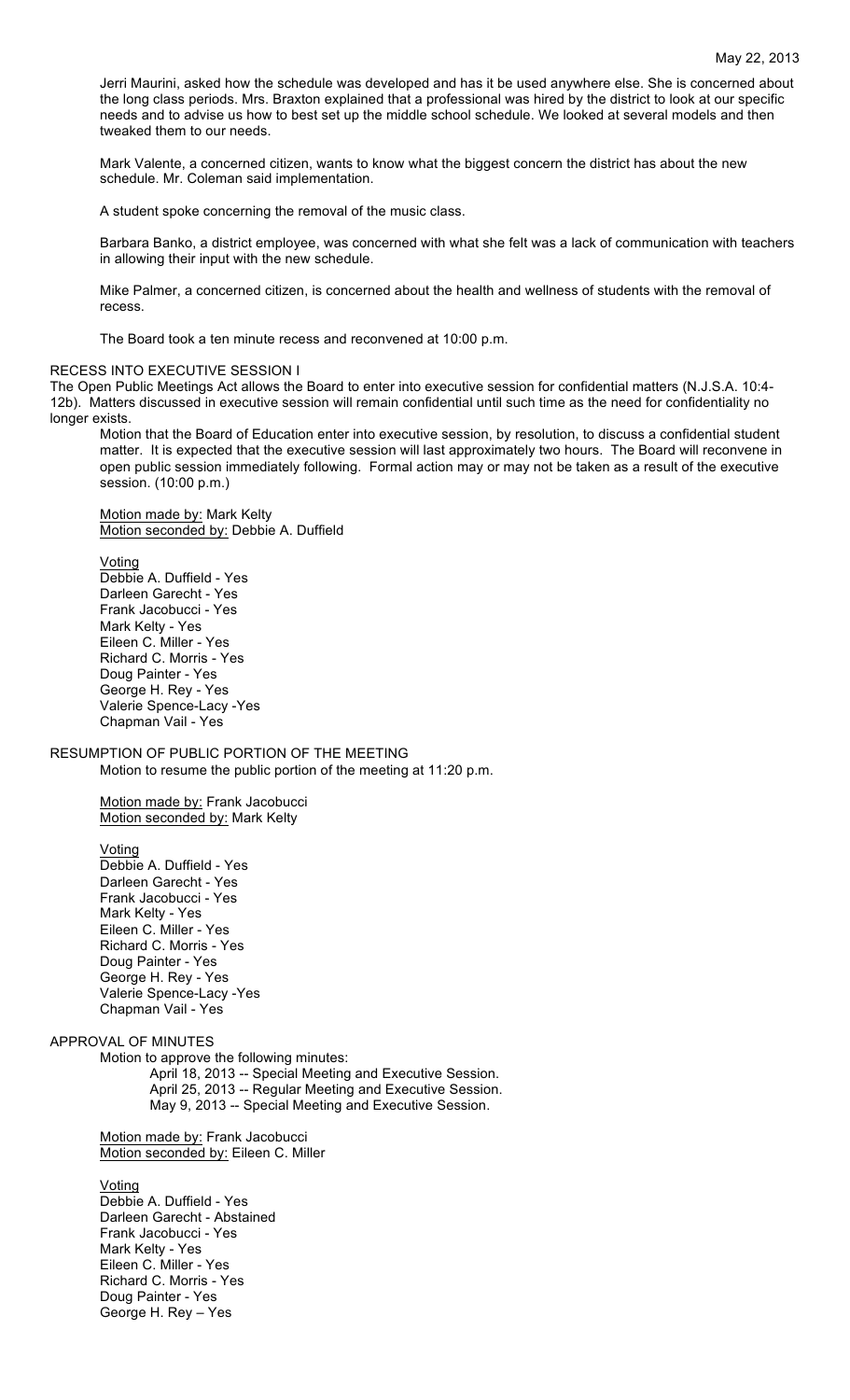Jerri Maurini, asked how the schedule was developed and has it be used anywhere else. She is concerned about the long class periods. Mrs. Braxton explained that a professional was hired by the district to look at our specific needs and to advise us how to best set up the middle school schedule. We looked at several models and then tweaked them to our needs.

Mark Valente, a concerned citizen, wants to know what the biggest concern the district has about the new schedule. Mr. Coleman said implementation.

A student spoke concerning the removal of the music class.

Barbara Banko, a district employee, was concerned with what she felt was a lack of communication with teachers in allowing their input with the new schedule.

Mike Palmer, a concerned citizen, is concerned about the health and wellness of students with the removal of recess.

The Board took a ten minute recess and reconvened at 10:00 p.m.

RECESS INTO EXECUTIVE SESSION I

The Open Public Meetings Act allows the Board to enter into executive session for confidential matters (N.J.S.A. 10:4-12b). Matters discussed in executive session will remain confidential until such time as the need for confidentiality no longer exists.

Motion that the Board of Education enter into executive session, by resolution, to discuss a confidential student matter. It is expected that the executive session will last approximately two hours. The Board will reconvene in open public session immediately following. Formal action may or may not be taken as a result of the executive session. (10:00 p.m.)

Motion made by: Mark Kelty
Motion seconded by: Debbie A. Duffield

Voting
Debbie A. Duffield - Yes
Darleen Garecht - Yes
Frank Jacobucci - Yes
Mark Kelty - Yes
Eileen C. Miller - Yes
Richard C. Morris - Yes
Doug Painter - Yes
George H. Rey - Yes
Valerie Spence-Lacy -Yes
Chapman Vail - Yes

RESUMPTION OF PUBLIC PORTION OF THE MEETING

Motion to resume the public portion of the meeting at 11:20 p.m.

Motion made by: Frank Jacobucci
Motion seconded by: Mark Kelty

Voting
Debbie A. Duffield - Yes
Darleen Garecht - Yes
Frank Jacobucci - Yes
Mark Kelty - Yes
Eileen C. Miller - Yes
Richard C. Morris - Yes
Doug Painter - Yes
George H. Rey - Yes
Valerie Spence-Lacy -Yes
Chapman Vail - Yes

APPROVAL OF MINUTES

Motion to approve the following minutes:

April 18, 2013 -- Special Meeting and Executive Session.
April 25, 2013 -- Regular Meeting and Executive Session.
May 9, 2013 -- Special Meeting and Executive Session.

Motion made by: Frank Jacobucci
Motion seconded by: Eileen C. Miller

Voting
Debbie A. Duffield - Yes
Darleen Garecht - Abstained
Frank Jacobucci - Yes
Mark Kelty - Yes
Eileen C. Miller - Yes
Richard C. Morris - Yes
Doug Painter - Yes
George H. Rey – Yes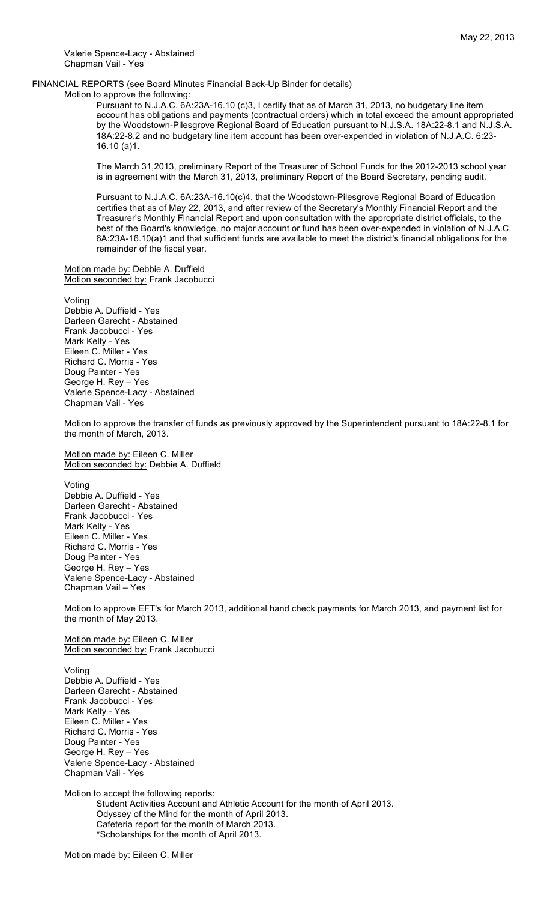Valerie Spence-Lacy - Abstained
Chapman Vail - Yes

FINANCIAL REPORTS (see Board Minutes Financial Back-Up Binder for details)

Motion to approve the following:

Pursuant to N.J.A.C. 6A:23A-16.10 (c)3, I certify that as of March 31, 2013, no budgetary line item account has obligations and payments (contractual orders) which in total exceed the amount appropriated by the Woodstown-Pilesgrove Regional Board of Education pursuant to N.J.S.A. 18A:22-8.1 and N.J.S.A. 18A:22-8.2 and no budgetary line item account has been over-expended in violation of N.J.A.C. 6:23-16.10 (a)1.

The March 31,2013, preliminary Report of the Treasurer of School Funds for the 2012-2013 school year is in agreement with the March 31, 2013, preliminary Report of the Board Secretary, pending audit.

Pursuant to N.J.A.C. 6A:23A-16.10(c)4, that the Woodstown-Pilesgrove Regional Board of Education certifies that as of May 22, 2013, and after review of the Secretary's Monthly Financial Report and the Treasurer's Monthly Financial Report and upon consultation with the appropriate district officials, to the best of the Board's knowledge, no major account or fund has been over-expended in violation of N.J.A.C. 6A:23A-16.10(a)1 and that sufficient funds are available to meet the district's financial obligations for the remainder of the fiscal year.

Motion made by: Debbie A. Duffield
Motion seconded by: Frank Jacobucci

Voting
Debbie A. Duffield - Yes
Darleen Garecht - Abstained
Frank Jacobucci - Yes
Mark Kelty - Yes
Eileen C. Miller - Yes
Richard C. Morris - Yes
Doug Painter - Yes
George H. Rey – Yes
Valerie Spence-Lacy - Abstained
Chapman Vail - Yes

Motion to approve the transfer of funds as previously approved by the Superintendent pursuant to 18A:22-8.1 for the month of March, 2013.

Motion made by: Eileen C. Miller
Motion seconded by: Debbie A. Duffield

Voting
Debbie A. Duffield - Yes
Darleen Garecht - Abstained
Frank Jacobucci - Yes
Mark Kelty - Yes
Eileen C. Miller - Yes
Richard C. Morris - Yes
Doug Painter - Yes
George H. Rey – Yes
Valerie Spence-Lacy - Abstained
Chapman Vail – Yes

Motion to approve EFT's for March 2013, additional hand check payments for March 2013, and payment list for the month of May 2013.

Motion made by: Eileen C. Miller
Motion seconded by: Frank Jacobucci

Voting
Debbie A. Duffield - Yes
Darleen Garecht - Abstained
Frank Jacobucci - Yes
Mark Kelty - Yes
Eileen C. Miller - Yes
Richard C. Morris - Yes
Doug Painter - Yes
George H. Rey – Yes
Valerie Spence-Lacy - Abstained
Chapman Vail - Yes

Motion to accept the following reports:

Student Activities Account and Athletic Account for the month of April 2013.
Odyssey of the Mind for the month of April 2013.
Cafeteria report for the month of March 2013.
*Scholarships for the month of April 2013.

Motion made by: Eileen C. Miller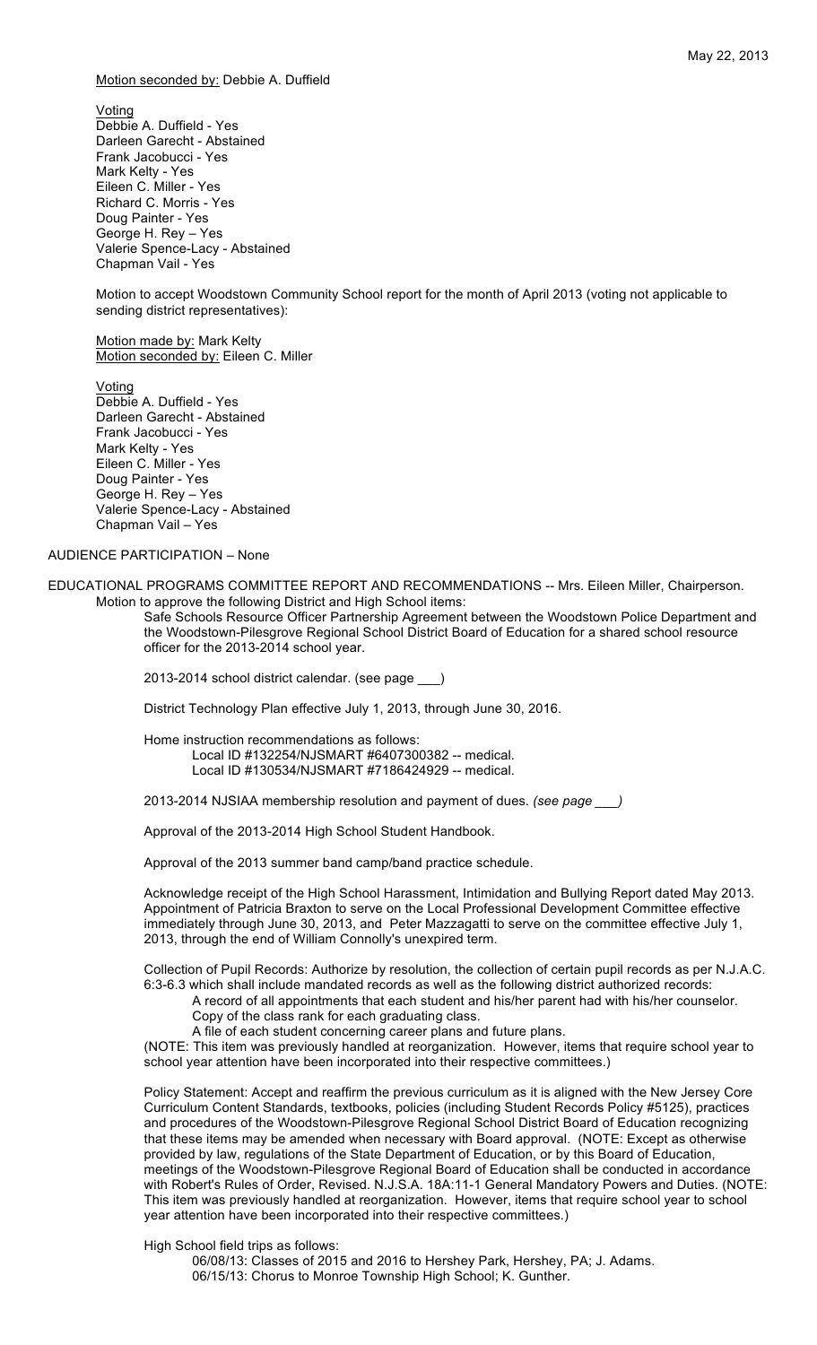Motion seconded by: Debbie A. Duffield

Voting
Debbie A. Duffield - Yes
Darleen Garecht - Abstained
Frank Jacobucci - Yes
Mark Kelty - Yes
Eileen C. Miller - Yes
Richard C. Morris - Yes
Doug Painter - Yes
George H. Rey – Yes
Valerie Spence-Lacy - Abstained
Chapman Vail - Yes

Motion to accept Woodstown Community School report for the month of April 2013 (voting not applicable to sending district representatives):

Motion made by: Mark Kelty
Motion seconded by: Eileen C. Miller

Voting
Debbie A. Duffield - Yes
Darleen Garecht - Abstained
Frank Jacobucci - Yes
Mark Kelty - Yes
Eileen C. Miller - Yes
Doug Painter - Yes
George H. Rey – Yes
Valerie Spence-Lacy - Abstained
Chapman Vail – Yes

AUDIENCE PARTICIPATION – None

EDUCATIONAL PROGRAMS COMMITTEE REPORT AND RECOMMENDATIONS -- Mrs. Eileen Miller, Chairperson.

Motion to approve the following District and High School items:

Safe Schools Resource Officer Partnership Agreement between the Woodstown Police Department and the Woodstown-Pilesgrove Regional School District Board of Education for a shared school resource officer for the 2013-2014 school year.

2013-2014 school district calendar. (see page ___)

District Technology Plan effective July 1, 2013, through June 30, 2016.

Home instruction recommendations as follows:
Local ID #132254/NJSMART #6407300382 -- medical.
Local ID #130534/NJSMART #7186424929 -- medical.

2013-2014 NJSIAA membership resolution and payment of dues. *(see page ___)*

Approval of the 2013-2014 High School Student Handbook.

Approval of the 2013 summer band camp/band practice schedule.

Acknowledge receipt of the High School Harassment, Intimidation and Bullying Report dated May 2013.
Appointment of Patricia Braxton to serve on the Local Professional Development Committee effective immediately through June 30, 2013, and Peter Mazzagatti to serve on the committee effective July 1, 2013, through the end of William Connolly's unexpired term.

Collection of Pupil Records: Authorize by resolution, the collection of certain pupil records as per N.J.A.C. 6:3-6.3 which shall include mandated records as well as the following district authorized records:
A record of all appointments that each student and his/her parent had with his/her counselor.
Copy of the class rank for each graduating class.
A file of each student concerning career plans and future plans.
(NOTE: This item was previously handled at reorganization. However, items that require school year to school year attention have been incorporated into their respective committees.)

Policy Statement: Accept and reaffirm the previous curriculum as it is aligned with the New Jersey Core Curriculum Content Standards, textbooks, policies (including Student Records Policy #5125), practices and procedures of the Woodstown-Pilesgrove Regional School District Board of Education recognizing that these items may be amended when necessary with Board approval. (NOTE: Except as otherwise provided by law, regulations of the State Department of Education, or by this Board of Education, meetings of the Woodstown-Pilesgrove Regional Board of Education shall be conducted in accordance with Robert's Rules of Order, Revised. N.J.S.A. 18A:11-1 General Mandatory Powers and Duties. (NOTE: This item was previously handled at reorganization. However, items that require school year to school year attention have been incorporated into their respective committees.)

High School field trips as follows:
06/08/13: Classes of 2015 and 2016 to Hershey Park, Hershey, PA; J. Adams.
06/15/13: Chorus to Monroe Township High School; K. Gunther.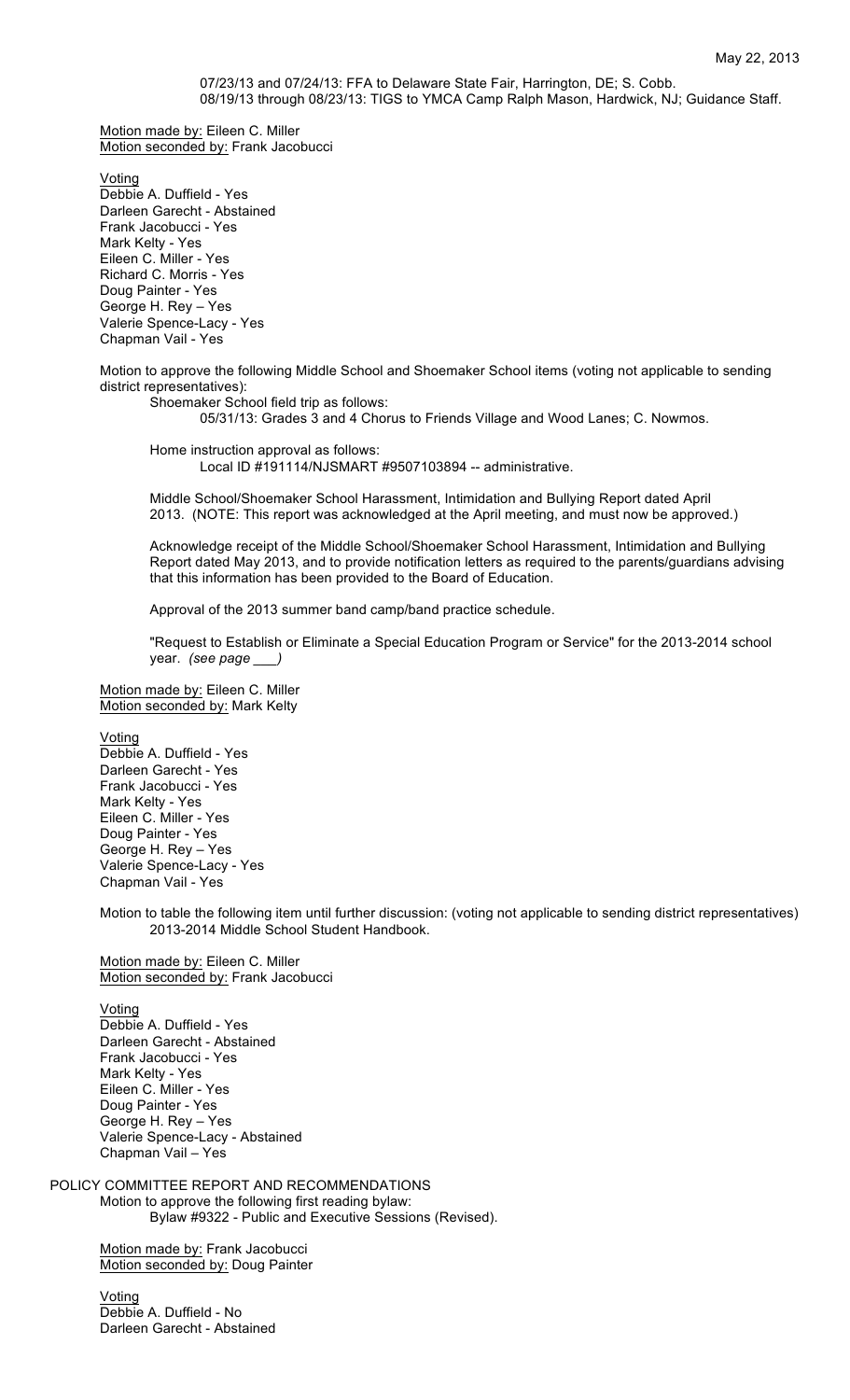07/23/13 and 07/24/13: FFA to Delaware State Fair, Harrington, DE; S. Cobb.
08/19/13 through 08/23/13: TIGS to YMCA Camp Ralph Mason, Hardwick, NJ; Guidance Staff.

Motion made by: Eileen C. Miller
Motion seconded by: Frank Jacobucci

Voting
Debbie A. Duffield - Yes
Darleen Garecht - Abstained
Frank Jacobucci - Yes
Mark Kelty - Yes
Eileen C. Miller - Yes
Richard C. Morris - Yes
Doug Painter - Yes
George H. Rey – Yes
Valerie Spence-Lacy - Yes
Chapman Vail - Yes

Motion to approve the following Middle School and Shoemaker School items (voting not applicable to sending district representatives):

Shoemaker School field trip as follows:
05/31/13: Grades 3 and 4 Chorus to Friends Village and Wood Lanes; C. Nowmos.

Home instruction approval as follows:
Local ID #191114/NJSMART #9507103894 -- administrative.

Middle School/Shoemaker School Harassment, Intimidation and Bullying Report dated April 2013. (NOTE: This report was acknowledged at the April meeting, and must now be approved.)

Acknowledge receipt of the Middle School/Shoemaker School Harassment, Intimidation and Bullying Report dated May 2013, and to provide notification letters as required to the parents/guardians advising that this information has been provided to the Board of Education.

Approval of the 2013 summer band camp/band practice schedule.

"Request to Establish or Eliminate a Special Education Program or Service" for the 2013-2014 school year. *(see page ___)*

Motion made by: Eileen C. Miller
Motion seconded by: Mark Kelty

Voting
Debbie A. Duffield - Yes
Darleen Garecht - Yes
Frank Jacobucci - Yes
Mark Kelty - Yes
Eileen C. Miller - Yes
Doug Painter - Yes
George H. Rey – Yes
Valerie Spence-Lacy - Yes
Chapman Vail - Yes

Motion to table the following item until further discussion: (voting not applicable to sending district representatives)
2013-2014 Middle School Student Handbook.

Motion made by: Eileen C. Miller
Motion seconded by: Frank Jacobucci

Voting
Debbie A. Duffield - Yes
Darleen Garecht - Abstained
Frank Jacobucci - Yes
Mark Kelty - Yes
Eileen C. Miller - Yes
Doug Painter - Yes
George H. Rey – Yes
Valerie Spence-Lacy - Abstained
Chapman Vail – Yes

POLICY COMMITTEE REPORT AND RECOMMENDATIONS

Motion to approve the following first reading bylaw:
Bylaw #9322 - Public and Executive Sessions (Revised).

Motion made by: Frank Jacobucci
Motion seconded by: Doug Painter

Voting
Debbie A. Duffield - No
Darleen Garecht - Abstained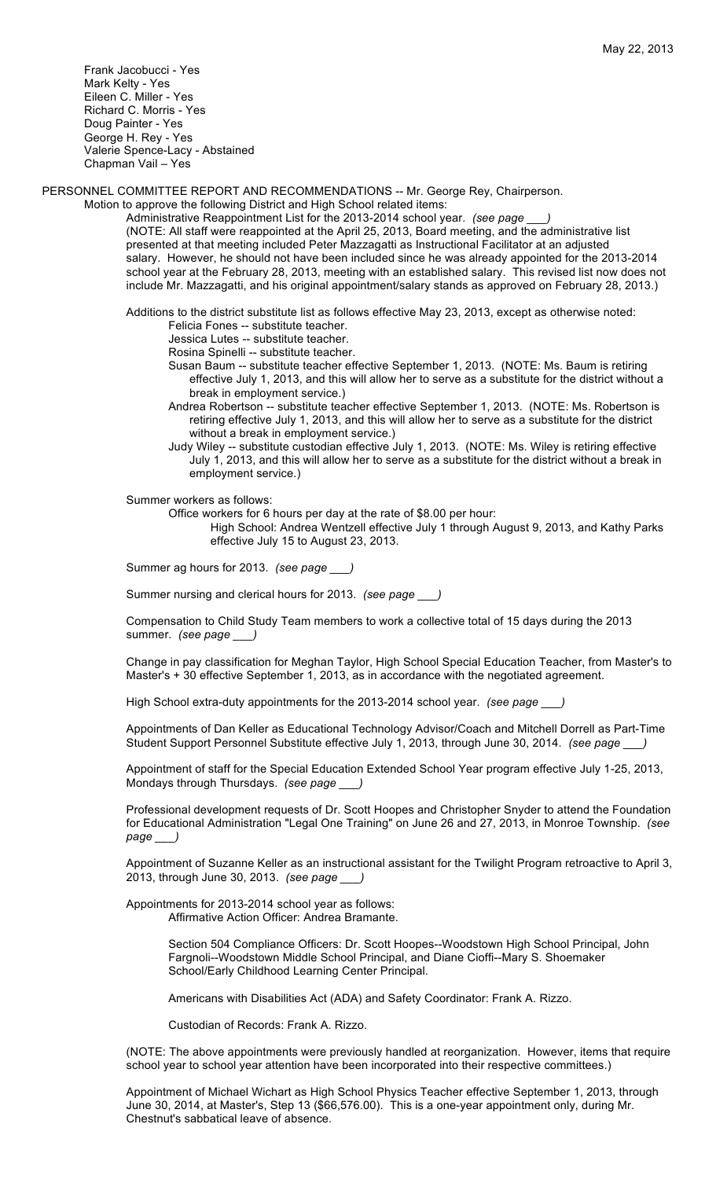Frank Jacobucci - Yes
Mark Kelty - Yes
Eileen C. Miller - Yes
Richard C. Morris - Yes
Doug Painter - Yes
George H. Rey - Yes
Valerie Spence-Lacy - Abstained
Chapman Vail – Yes

PERSONNEL COMMITTEE REPORT AND RECOMMENDATIONS -- Mr. George Rey, Chairperson.

Motion to approve the following District and High School related items:

Administrative Reappointment List for the 2013-2014 school year. *(see page \_\_\_)*
(NOTE: All staff were reappointed at the April 25, 2013, Board meeting, and the administrative list presented at that meeting included Peter Mazzagatti as Instructional Facilitator at an adjusted salary. However, he should not have been included since he was already appointed for the 2013-2014 school year at the February 28, 2013, meeting with an established salary. This revised list now does not include Mr. Mazzagatti, and his original appointment/salary stands as approved on February 28, 2013.)

Additions to the district substitute list as follows effective May 23, 2013, except as otherwise noted:

- Felicia Fones -- substitute teacher.
- Jessica Lutes -- substitute teacher.
- Rosina Spinelli -- substitute teacher.
- Susan Baum -- substitute teacher effective September 1, 2013. (NOTE: Ms. Baum is retiring effective July 1, 2013, and this will allow her to serve as a substitute for the district without a break in employment service.)
- Andrea Robertson -- substitute teacher effective September 1, 2013. (NOTE: Ms. Robertson is retiring effective July 1, 2013, and this will allow her to serve as a substitute for the district without a break in employment service.)
- Judy Wiley -- substitute custodian effective July 1, 2013. (NOTE: Ms. Wiley is retiring effective July 1, 2013, and this will allow her to serve as a substitute for the district without a break in employment service.)

Summer workers as follows:

Office workers for 6 hours per day at the rate of $8.00 per hour:

High School: Andrea Wentzell effective July 1 through August 9, 2013, and Kathy Parks effective July 15 to August 23, 2013.

Summer ag hours for 2013. *(see page \_\_\_)*

Summer nursing and clerical hours for 2013. *(see page \_\_\_)*

Compensation to Child Study Team members to work a collective total of 15 days during the 2013 summer. *(see page \_\_\_)*

Change in pay classification for Meghan Taylor, High School Special Education Teacher, from Master's to Master's + 30 effective September 1, 2013, as in accordance with the negotiated agreement.

High School extra-duty appointments for the 2013-2014 school year. *(see page \_\_\_)*

Appointments of Dan Keller as Educational Technology Advisor/Coach and Mitchell Dorrell as Part-Time Student Support Personnel Substitute effective July 1, 2013, through June 30, 2014. *(see page \_\_\_)*

Appointment of staff for the Special Education Extended School Year program effective July 1-25, 2013, Mondays through Thursdays. *(see page \_\_\_)*

Professional development requests of Dr. Scott Hoopes and Christopher Snyder to attend the Foundation for Educational Administration "Legal One Training" on June 26 and 27, 2013, in Monroe Township. *(see page \_\_\_)*

Appointment of Suzanne Keller as an instructional assistant for the Twilight Program retroactive to April 3, 2013, through June 30, 2013. *(see page \_\_\_)*

Appointments for 2013-2014 school year as follows:

Affirmative Action Officer: Andrea Bramante.

Section 504 Compliance Officers: Dr. Scott Hoopes--Woodstown High School Principal, John Fargnoli--Woodstown Middle School Principal, and Diane Cioffi--Mary S. Shoemaker School/Early Childhood Learning Center Principal.

Americans with Disabilities Act (ADA) and Safety Coordinator: Frank A. Rizzo.

Custodian of Records: Frank A. Rizzo.

(NOTE: The above appointments were previously handled at reorganization. However, items that require school year to school year attention have been incorporated into their respective committees.)

Appointment of Michael Wichart as High School Physics Teacher effective September 1, 2013, through June 30, 2014, at Master's, Step 13 ($66,576.00). This is a one-year appointment only, during Mr. Chestnut's sabbatical leave of absence.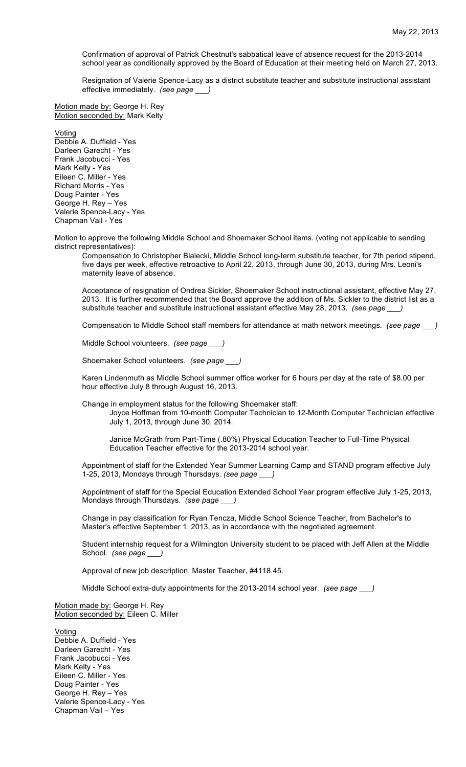May 22, 2013

Confirmation of approval of Patrick Chestnut's sabbatical leave of absence request for the 2013-2014 school year as conditionally approved by the Board of Education at their meeting held on March 27, 2013.

Resignation of Valerie Spence-Lacy as a district substitute teacher and substitute instructional assistant effective immediately. *(see page ___)*

Motion made by: George H. Rey
Motion seconded by: Mark Kelty

Voting
Debbie A. Duffield - Yes
Darleen Garecht - Yes
Frank Jacobucci - Yes
Mark Kelty - Yes
Eileen C. Miller - Yes
Richard Morris - Yes
Doug Painter - Yes
George H. Rey – Yes
Valerie Spence-Lacy - Yes
Chapman Vail - Yes

Motion to approve the following Middle School and Shoemaker School items. (voting not applicable to sending district representatives):

Compensation to Christopher Bialecki, Middle School long-term substitute teacher, for 7th period stipend, five days per week, effective retroactive to April 22, 2013, through June 30, 2013, during Mrs. Leoni's maternity leave of absence.

Acceptance of resignation of Ondrea Sickler, Shoemaker School instructional assistant, effective May 27, 2013. It is further recommended that the Board approve the addition of Ms. Sickler to the district list as a substitute teacher and substitute instructional assistant effective May 28, 2013. *(see page ___)*

Compensation to Middle School staff members for attendance at math network meetings. *(see page ___)*

Middle School volunteers. *(see page ___)*

Shoemaker School volunteers. *(see page ___)*

Karen Lindenmuth as Middle School summer office worker for 6 hours per day at the rate of $8.00 per hour effective July 8 through August 16, 2013.

Change in employment status for the following Shoemaker staff:

Joyce Hoffman from 10-month Computer Technician to 12-Month Computer Technician effective July 1, 2013, through June 30, 2014.

Janice McGrath from Part-Time (.80%) Physical Education Teacher to Full-Time Physical Education Teacher effective for the 2013-2014 school year.

Appointment of staff for the Extended Year Summer Learning Camp and STAND program effective July 1-25, 2013, Mondays through Thursdays. *(see page ___)*

Appointment of staff for the Special Education Extended School Year program effective July 1-25, 2013, Mondays through Thursdays. *(see page ___)*

Change in pay classification for Ryan Tencza, Middle School Science Teacher, from Bachelor's to Master's effective September 1, 2013, as in accordance with the negotiated agreement.

Student internship request for a Wilmington University student to be placed with Jeff Allen at the Middle School. *(see page ___)*

Approval of new job description, Master Teacher, #4118.45.

Middle School extra-duty appointments for the 2013-2014 school year. *(see page ___)*

Motion made by: George H. Rey
Motion seconded by: Eileen C. Miller

Voting
Debbie A. Duffield - Yes
Darleen Garecht - Yes
Frank Jacobucci - Yes
Mark Kelty - Yes
Eileen C. Miller - Yes
Doug Painter - Yes
George H. Rey – Yes
Valerie Spence-Lacy - Yes
Chapman Vail – Yes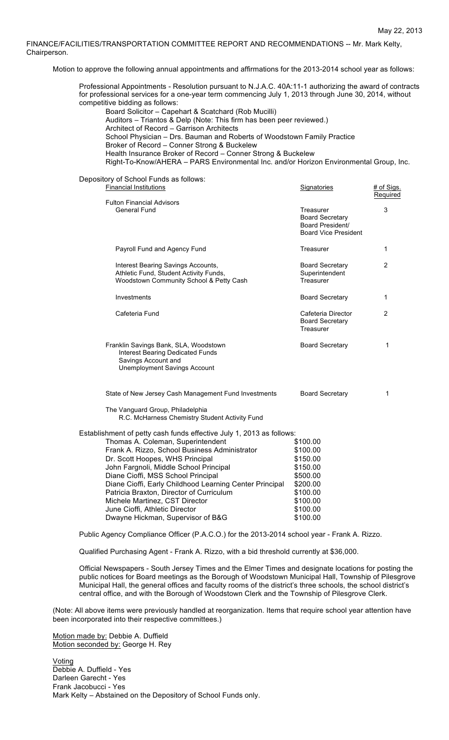May 22, 2013

FINANCE/FACILITIES/TRANSPORTATION COMMITTEE REPORT AND RECOMMENDATIONS -- Mr. Mark Kelty, Chairperson.

Motion to approve the following annual appointments and affirmations for the 2013-2014 school year as follows:

Professional Appointments - Resolution pursuant to N.J.A.C. 40A:11-1 authorizing the award of contracts for professional services for a one-year term commencing July 1, 2013 through June 30, 2014, without competitive bidding as follows:

- Board Solicitor – Capehart & Scatchard (Rob Mucilli)
- Auditors – Triantos & Delp (Note: This firm has been peer reviewed.)
- Architect of Record – Garrison Architects
- School Physician – Drs. Bauman and Roberts of Woodstown Family Practice
- Broker of Record – Conner Strong & Buckelew
- Health Insurance Broker of Record – Conner Strong & Buckelew
- Right-To-Know/AHERA – PARS Environmental Inc. and/or Horizon Environmental Group, Inc.

Depository of School Funds as follows:

| Financial Institutions | Signatories | # of Sigs. Required |
|---|---|---|
| Fulton Financial Advisors | | |
| General Fund | Treasurer<br>Board Secretary<br>Board President/<br>Board Vice President | 3 |
| Payroll Fund and Agency Fund | Treasurer | 1 |
| Interest Bearing Savings Accounts, Athletic Fund, Student Activity Funds, Woodstown Community School & Petty Cash | Board Secretary<br>Superintendent<br>Treasurer | 2 |
| Investments | Board Secretary | 1 |
| Cafeteria Fund | Cafeteria Director<br>Board Secretary<br>Treasurer | 2 |
| Franklin Savings Bank, SLA, Woodstown<br>Interest Bearing Dedicated Funds<br>Savings Account and<br>Unemployment Savings Account | Board Secretary | 1 |
| State of New Jersey Cash Management Fund Investments | Board Secretary | 1 |
| The Vanguard Group, Philadelphia<br>R.C. McHarness Chemistry Student Activity Fund | | |

Establishment of petty cash funds effective July 1, 2013 as follows:

| | |
|---|---|
| Thomas A. Coleman, Superintendent | \$100.00 |
| Frank A. Rizzo, School Business Administrator | \$100.00 |
| Dr. Scott Hoopes, WHS Principal | \$150.00 |
| John Fargnoli, Middle School Principal | \$150.00 |
| Diane Cioffi, MSS School Principal | \$500.00 |
| Diane Cioffi, Early Childhood Learning Center Principal | \$200.00 |
| Patricia Braxton, Director of Curriculum | \$100.00 |
| Michele Martinez, CST Director | \$100.00 |
| June Cioffi, Athletic Director | \$100.00 |
| Dwayne Hickman, Supervisor of B&G | \$100.00 |

Public Agency Compliance Officer (P.A.C.O.) for the 2013-2014 school year - Frank A. Rizzo.

Qualified Purchasing Agent - Frank A. Rizzo, with a bid threshold currently at \$36,000.

Official Newspapers - South Jersey Times and the Elmer Times and designate locations for posting the public notices for Board meetings as the Borough of Woodstown Municipal Hall, Township of Pilesgrove Municipal Hall, the general offices and faculty rooms of the district's three schools, the school district's central office, and with the Borough of Woodstown Clerk and the Township of Pilesgrove Clerk.

(Note: All above items were previously handled at reorganization. Items that require school year attention have been incorporated into their respective committees.)

Motion made by: Debbie A. Duffield
Motion seconded by: George H. Rey

Voting
Debbie A. Duffield - Yes
Darleen Garecht - Yes
Frank Jacobucci - Yes
Mark Kelty – Abstained on the Depository of School Funds only.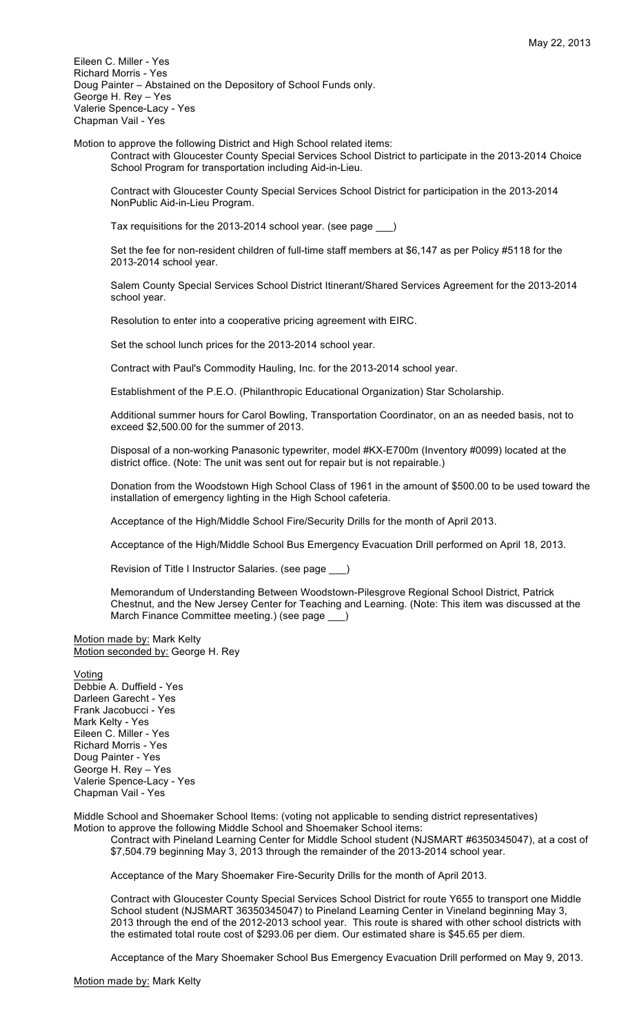Eileen C. Miller - Yes
Richard Morris - Yes
Doug Painter – Abstained on the Depository of School Funds only.
George H. Rey – Yes
Valerie Spence-Lacy - Yes
Chapman Vail - Yes

Motion to approve the following District and High School related items:

Contract with Gloucester County Special Services School District to participate in the 2013-2014 Choice School Program for transportation including Aid-in-Lieu.

Contract with Gloucester County Special Services School District for participation in the 2013-2014 NonPublic Aid-in-Lieu Program.

Tax requisitions for the 2013-2014 school year. (see page ___)

Set the fee for non-resident children of full-time staff members at $6,147 as per Policy #5118 for the 2013-2014 school year.

Salem County Special Services School District Itinerant/Shared Services Agreement for the 2013-2014 school year.

Resolution to enter into a cooperative pricing agreement with EIRC.

Set the school lunch prices for the 2013-2014 school year.

Contract with Paul's Commodity Hauling, Inc. for the 2013-2014 school year.

Establishment of the P.E.O. (Philanthropic Educational Organization) Star Scholarship.

Additional summer hours for Carol Bowling, Transportation Coordinator, on an as needed basis, not to exceed $2,500.00 for the summer of 2013.

Disposal of a non-working Panasonic typewriter, model #KX-E700m (Inventory #0099) located at the district office. (Note: The unit was sent out for repair but is not repairable.)

Donation from the Woodstown High School Class of 1961 in the amount of $500.00 to be used toward the installation of emergency lighting in the High School cafeteria.

Acceptance of the High/Middle School Fire/Security Drills for the month of April 2013.

Acceptance of the High/Middle School Bus Emergency Evacuation Drill performed on April 18, 2013.

Revision of Title I Instructor Salaries. (see page ___)

Memorandum of Understanding Between Woodstown-Pilesgrove Regional School District, Patrick Chestnut, and the New Jersey Center for Teaching and Learning. (Note: This item was discussed at the March Finance Committee meeting.) (see page ___)

Motion made by: Mark Kelty
Motion seconded by: George H. Rey

Voting
Debbie A. Duffield - Yes
Darleen Garecht - Yes
Frank Jacobucci - Yes
Mark Kelty - Yes
Eileen C. Miller - Yes
Richard Morris - Yes
Doug Painter - Yes
George H. Rey – Yes
Valerie Spence-Lacy - Yes
Chapman Vail - Yes

Middle School and Shoemaker School Items: (voting not applicable to sending district representatives)
Motion to approve the following Middle School and Shoemaker School items:

Contract with Pineland Learning Center for Middle School student (NJSMART #6350345047), at a cost of $7,504.79 beginning May 3, 2013 through the remainder of the 2013-2014 school year.

Acceptance of the Mary Shoemaker Fire-Security Drills for the month of April 2013.

Contract with Gloucester County Special Services School District for route Y655 to transport one Middle School student (NJSMART 36350345047) to Pineland Learning Center in Vineland beginning May 3, 2013 through the end of the 2012-2013 school year. This route is shared with other school districts with the estimated total route cost of $293.06 per diem. Our estimated share is $45.65 per diem.

Acceptance of the Mary Shoemaker School Bus Emergency Evacuation Drill performed on May 9, 2013.

Motion made by: Mark Kelty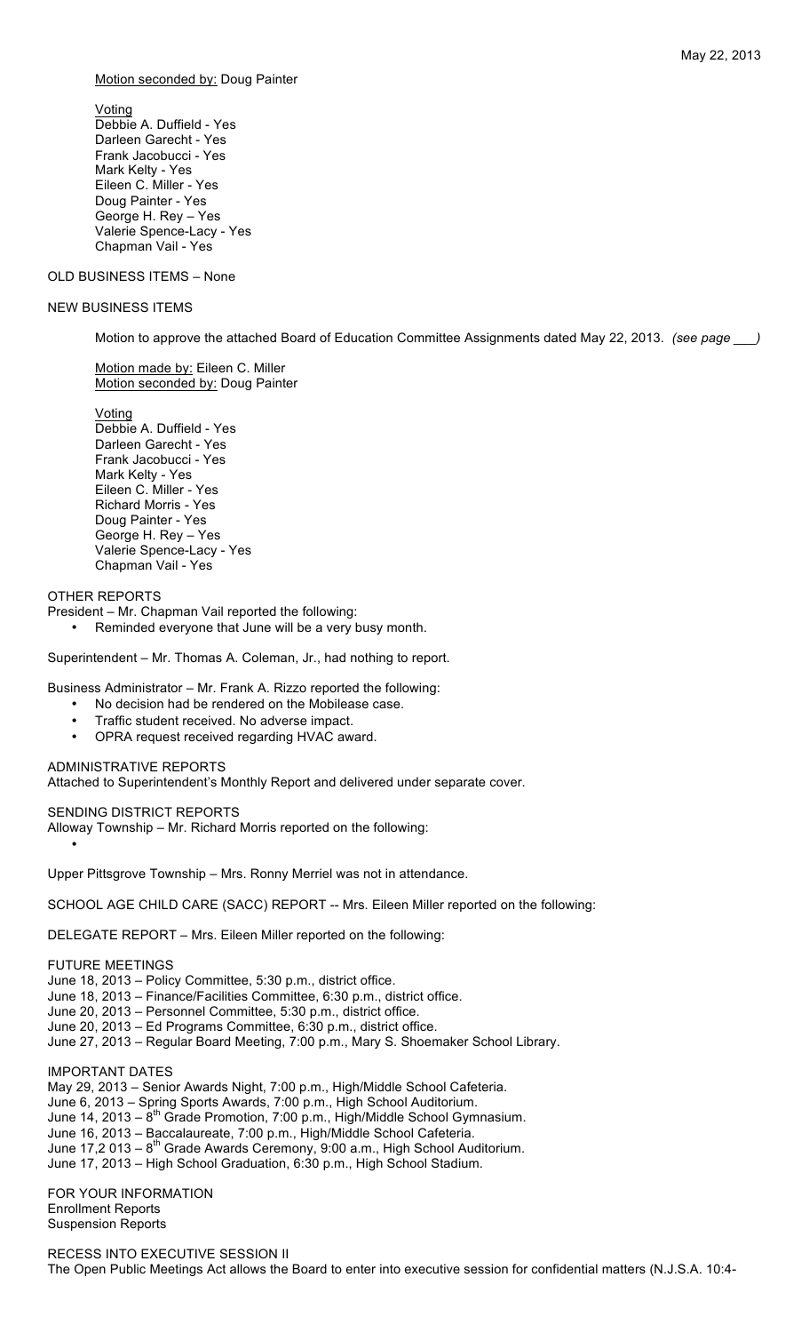Motion seconded by: Doug Painter

Voting
Debbie A. Duffield - Yes
Darleen Garecht - Yes
Frank Jacobucci - Yes
Mark Kelty - Yes
Eileen C. Miller - Yes
Doug Painter - Yes
George H. Rey – Yes
Valerie Spence-Lacy - Yes
Chapman Vail - Yes

OLD BUSINESS ITEMS – None

NEW BUSINESS ITEMS

Motion to approve the attached Board of Education Committee Assignments dated May 22, 2013. *(see page ___)*

Motion made by: Eileen C. Miller
Motion seconded by: Doug Painter

Voting
Debbie A. Duffield - Yes
Darleen Garecht - Yes
Frank Jacobucci - Yes
Mark Kelty - Yes
Eileen C. Miller - Yes
Richard Morris - Yes
Doug Painter - Yes
George H. Rey – Yes
Valerie Spence-Lacy - Yes
Chapman Vail - Yes

OTHER REPORTS
President – Mr. Chapman Vail reported the following:

- Reminded everyone that June will be a very busy month.

Superintendent – Mr. Thomas A. Coleman, Jr., had nothing to report.

Business Administrator – Mr. Frank A. Rizzo reported the following:

- No decision had be rendered on the Mobilease case.
- Traffic student received. No adverse impact.
- OPRA request received regarding HVAC award.

ADMINISTRATIVE REPORTS
Attached to Superintendent's Monthly Report and delivered under separate cover.

SENDING DISTRICT REPORTS
Alloway Township – Mr. Richard Morris reported on the following:

- 

Upper Pittsgrove Township – Mrs. Ronny Merriel was not in attendance.

SCHOOL AGE CHILD CARE (SACC) REPORT -- Mrs. Eileen Miller reported on the following:

DELEGATE REPORT – Mrs. Eileen Miller reported on the following:

FUTURE MEETINGS
June 18, 2013 – Policy Committee, 5:30 p.m., district office.
June 18, 2013 – Finance/Facilities Committee, 6:30 p.m., district office.
June 20, 2013 – Personnel Committee, 5:30 p.m., district office.
June 20, 2013 – Ed Programs Committee, 6:30 p.m., district office.
June 27, 2013 – Regular Board Meeting, 7:00 p.m., Mary S. Shoemaker School Library.

IMPORTANT DATES
May 29, 2013 – Senior Awards Night, 7:00 p.m., High/Middle School Cafeteria.
June 6, 2013 – Spring Sports Awards, 7:00 p.m., High School Auditorium.
June 14, 2013 – 8th Grade Promotion, 7:00 p.m., High/Middle School Gymnasium.
June 16, 2013 – Baccalaureate, 7:00 p.m., High/Middle School Cafeteria.
June 17,2 013 – 8th Grade Awards Ceremony, 9:00 a.m., High School Auditorium.
June 17, 2013 – High School Graduation, 6:30 p.m., High School Stadium.

FOR YOUR INFORMATION
Enrollment Reports
Suspension Reports

RECESS INTO EXECUTIVE SESSION II
The Open Public Meetings Act allows the Board to enter into executive session for confidential matters (N.J.S.A. 10:4-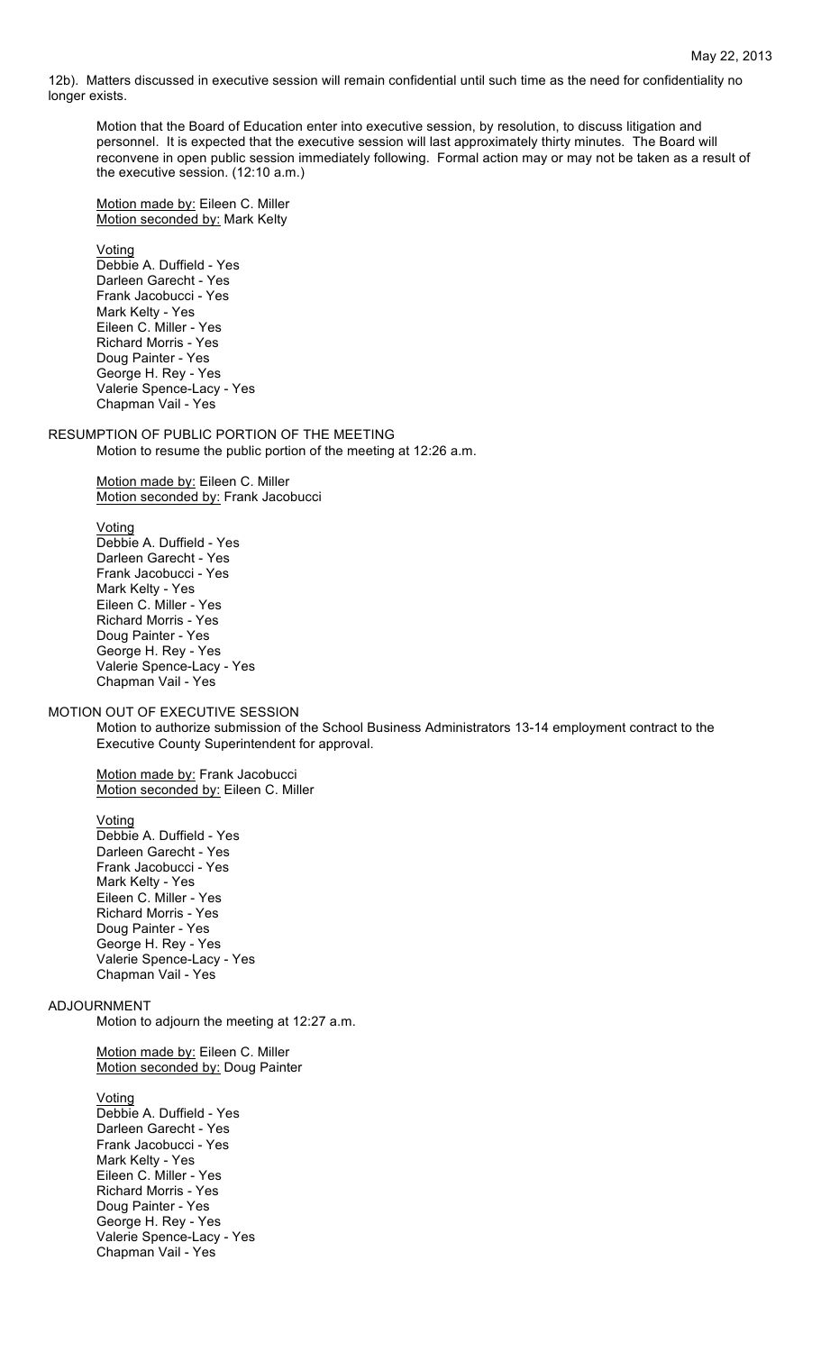12b). Matters discussed in executive session will remain confidential until such time as the need for confidentiality no longer exists.

Motion that the Board of Education enter into executive session, by resolution, to discuss litigation and personnel. It is expected that the executive session will last approximately thirty minutes. The Board will reconvene in open public session immediately following. Formal action may or may not be taken as a result of the executive session. (12:10 a.m.)

Motion made by: Eileen C. Miller
Motion seconded by: Mark Kelty

Voting
Debbie A. Duffield - Yes
Darleen Garecht - Yes
Frank Jacobucci - Yes
Mark Kelty - Yes
Eileen C. Miller - Yes
Richard Morris - Yes
Doug Painter - Yes
George H. Rey - Yes
Valerie Spence-Lacy - Yes
Chapman Vail - Yes

## RESUMPTION OF PUBLIC PORTION OF THE MEETING

Motion to resume the public portion of the meeting at 12:26 a.m.

Motion made by: Eileen C. Miller
Motion seconded by: Frank Jacobucci

Voting
Debbie A. Duffield - Yes
Darleen Garecht - Yes
Frank Jacobucci - Yes
Mark Kelty - Yes
Eileen C. Miller - Yes
Richard Morris - Yes
Doug Painter - Yes
George H. Rey - Yes
Valerie Spence-Lacy - Yes
Chapman Vail - Yes

## MOTION OUT OF EXECUTIVE SESSION

Motion to authorize submission of the School Business Administrators 13-14 employment contract to the Executive County Superintendent for approval.

Motion made by: Frank Jacobucci
Motion seconded by: Eileen C. Miller

Voting
Debbie A. Duffield - Yes
Darleen Garecht - Yes
Frank Jacobucci - Yes
Mark Kelty - Yes
Eileen C. Miller - Yes
Richard Morris - Yes
Doug Painter - Yes
George H. Rey - Yes
Valerie Spence-Lacy - Yes
Chapman Vail - Yes

## ADJOURNMENT

Motion to adjourn the meeting at 12:27 a.m.

Motion made by: Eileen C. Miller
Motion seconded by: Doug Painter

Voting
Debbie A. Duffield - Yes
Darleen Garecht - Yes
Frank Jacobucci - Yes
Mark Kelty - Yes
Eileen C. Miller - Yes
Richard Morris - Yes
Doug Painter - Yes
George H. Rey - Yes
Valerie Spence-Lacy - Yes
Chapman Vail - Yes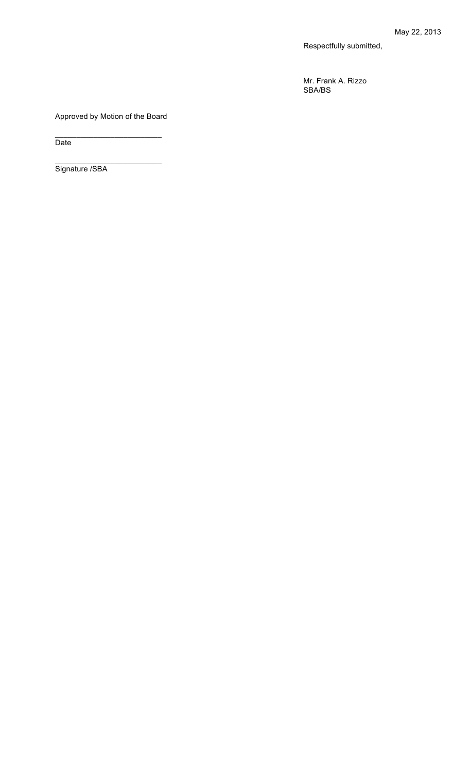May 22, 2013

Respectfully submitted,

Mr. Frank A. Rizzo
SBA/BS

Approved by Motion of the Board

\_\_\_\_\_\_\_\_\_\_\_\_\_\_\_\_\_\_\_\_\_\_\_\_\_\_
Date

\_\_\_\_\_\_\_\_\_\_\_\_\_\_\_\_\_\_\_\_\_\_\_\_\_\_
Signature /SBA